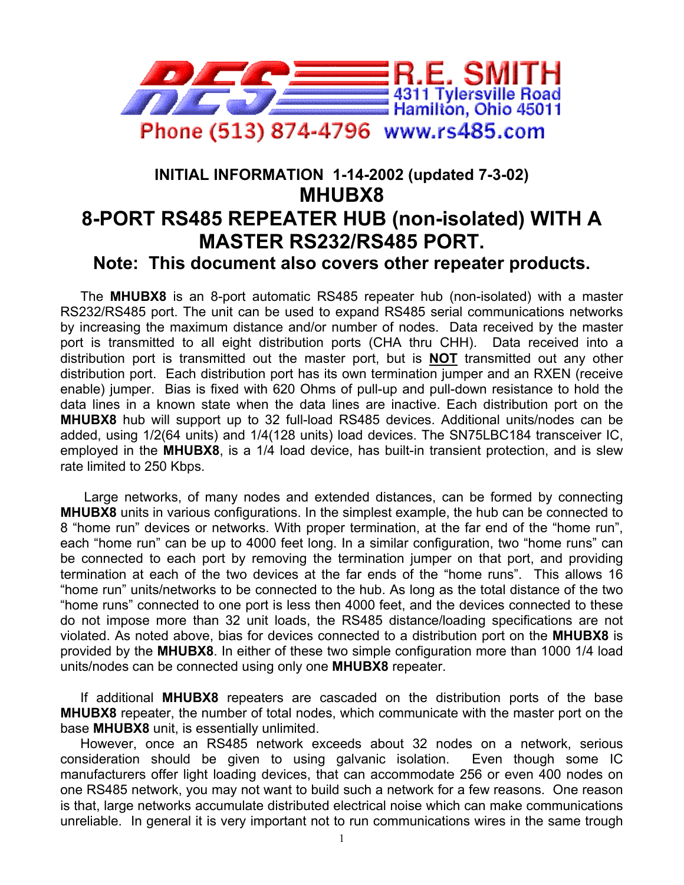R.E. SMITH
4311 Tylersville Road
Hamilton, Ohio 45011
Phone (513) 874-4796 www.rs485.com

**INITIAL INFORMATION 1-14-2002 (updated 7-3-02)**

# MHUBX8

# 8-PORT RS485 REPEATER HUB (non-isolated) WITH A MASTER RS232/RS485 PORT.

## Note: This document also covers other repeater products.

The **MHUBX8** is an 8-port automatic RS485 repeater hub (non-isolated) with a master RS232/RS485 port. The unit can be used to expand RS485 serial communications networks by increasing the maximum distance and/or number of nodes. Data received by the master port is transmitted to all eight distribution ports (CHA thru CHH). Data received into a distribution port is transmitted out the master port, but is **NOT** transmitted out any other distribution port. Each distribution port has its own termination jumper and an RXEN (receive enable) jumper. Bias is fixed with 620 Ohms of pull-up and pull-down resistance to hold the data lines in a known state when the data lines are inactive. Each distribution port on the **MHUBX8** hub will support up to 32 full-load RS485 devices. Additional units/nodes can be added, using 1/2(64 units) and 1/4(128 units) load devices. The SN75LBC184 transceiver IC, employed in the **MHUBX8**, is a 1/4 load device, has built-in transient protection, and is slew rate limited to 250 Kbps.

Large networks, of many nodes and extended distances, can be formed by connecting **MHUBX8** units in various configurations. In the simplest example, the hub can be connected to 8 "home run" devices or networks. With proper termination, at the far end of the "home run", each "home run" can be up to 4000 feet long. In a similar configuration, two "home runs" can be connected to each port by removing the termination jumper on that port, and providing termination at each of the two devices at the far ends of the "home runs". This allows 16 "home run" units/networks to be connected to the hub. As long as the total distance of the two "home runs" connected to one port is less then 4000 feet, and the devices connected to these do not impose more than 32 unit loads, the RS485 distance/loading specifications are not violated. As noted above, bias for devices connected to a distribution port on the **MHUBX8** is provided by the **MHUBX8**. In either of these two simple configuration more than 1000 1/4 load units/nodes can be connected using only one **MHUBX8** repeater.

If additional **MHUBX8** repeaters are cascaded on the distribution ports of the base **MHUBX8** repeater, the number of total nodes, which communicate with the master port on the base **MHUBX8** unit, is essentially unlimited.

However, once an RS485 network exceeds about 32 nodes on a network, serious consideration should be given to using galvanic isolation. Even though some IC manufacturers offer light loading devices, that can accommodate 256 or even 400 nodes on one RS485 network, you may not want to build such a network for a few reasons. One reason is that, large networks accumulate distributed electrical noise which can make communications unreliable. In general it is very important not to run communications wires in the same trough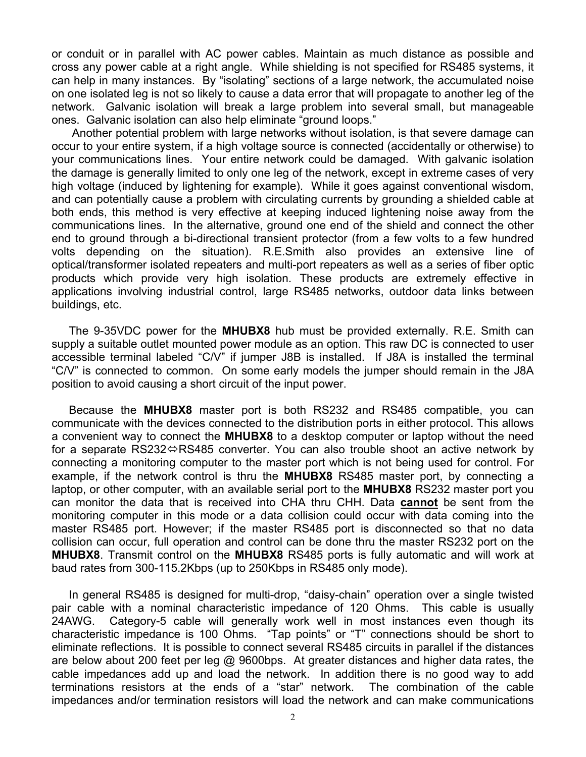or conduit or in parallel with AC power cables. Maintain as much distance as possible and cross any power cable at a right angle. While shielding is not specified for RS485 systems, it can help in many instances. By "isolating" sections of a large network, the accumulated noise on one isolated leg is not so likely to cause a data error that will propagate to another leg of the network. Galvanic isolation will break a large problem into several small, but manageable ones. Galvanic isolation can also help eliminate "ground loops."

Another potential problem with large networks without isolation, is that severe damage can occur to your entire system, if a high voltage source is connected (accidentally or otherwise) to your communications lines. Your entire network could be damaged. With galvanic isolation the damage is generally limited to only one leg of the network, except in extreme cases of very high voltage (induced by lightening for example). While it goes against conventional wisdom, and can potentially cause a problem with circulating currents by grounding a shielded cable at both ends, this method is very effective at keeping induced lightening noise away from the communications lines. In the alternative, ground one end of the shield and connect the other end to ground through a bi-directional transient protector (from a few volts to a few hundred volts depending on the situation). R.E.Smith also provides an extensive line of optical/transformer isolated repeaters and multi-port repeaters as well as a series of fiber optic products which provide very high isolation. These products are extremely effective in applications involving industrial control, large RS485 networks, outdoor data links between buildings, etc.

The 9-35VDC power for the **MHUBX8** hub must be provided externally. R.E. Smith can supply a suitable outlet mounted power module as an option. This raw DC is connected to user accessible terminal labeled "C/V" if jumper J8B is installed. If J8A is installed the terminal "C/V" is connected to common. On some early models the jumper should remain in the J8A position to avoid causing a short circuit of the input power.

Because the **MHUBX8** master port is both RS232 and RS485 compatible, you can communicate with the devices connected to the distribution ports in either protocol. This allows a convenient way to connect the **MHUBX8** to a desktop computer or laptop without the need for a separate RS232⇔RS485 converter. You can also trouble shoot an active network by connecting a monitoring computer to the master port which is not being used for control. For example, if the network control is thru the **MHUBX8** RS485 master port, by connecting a laptop, or other computer, with an available serial port to the **MHUBX8** RS232 master port you can monitor the data that is received into CHA thru CHH. Data **cannot** be sent from the monitoring computer in this mode or a data collision could occur with data coming into the master RS485 port. However; if the master RS485 port is disconnected so that no data collision can occur, full operation and control can be done thru the master RS232 port on the **MHUBX8**. Transmit control on the **MHUBX8** RS485 ports is fully automatic and will work at baud rates from 300-115.2Kbps (up to 250Kbps in RS485 only mode).

In general RS485 is designed for multi-drop, "daisy-chain" operation over a single twisted pair cable with a nominal characteristic impedance of 120 Ohms. This cable is usually 24AWG. Category-5 cable will generally work well in most instances even though its characteristic impedance is 100 Ohms. "Tap points" or "T" connections should be short to eliminate reflections. It is possible to connect several RS485 circuits in parallel if the distances are below about 200 feet per leg @ 9600bps. At greater distances and higher data rates, the cable impedances add up and load the network. In addition there is no good way to add terminations resistors at the ends of a "star" network. The combination of the cable impedances and/or termination resistors will load the network and can make communications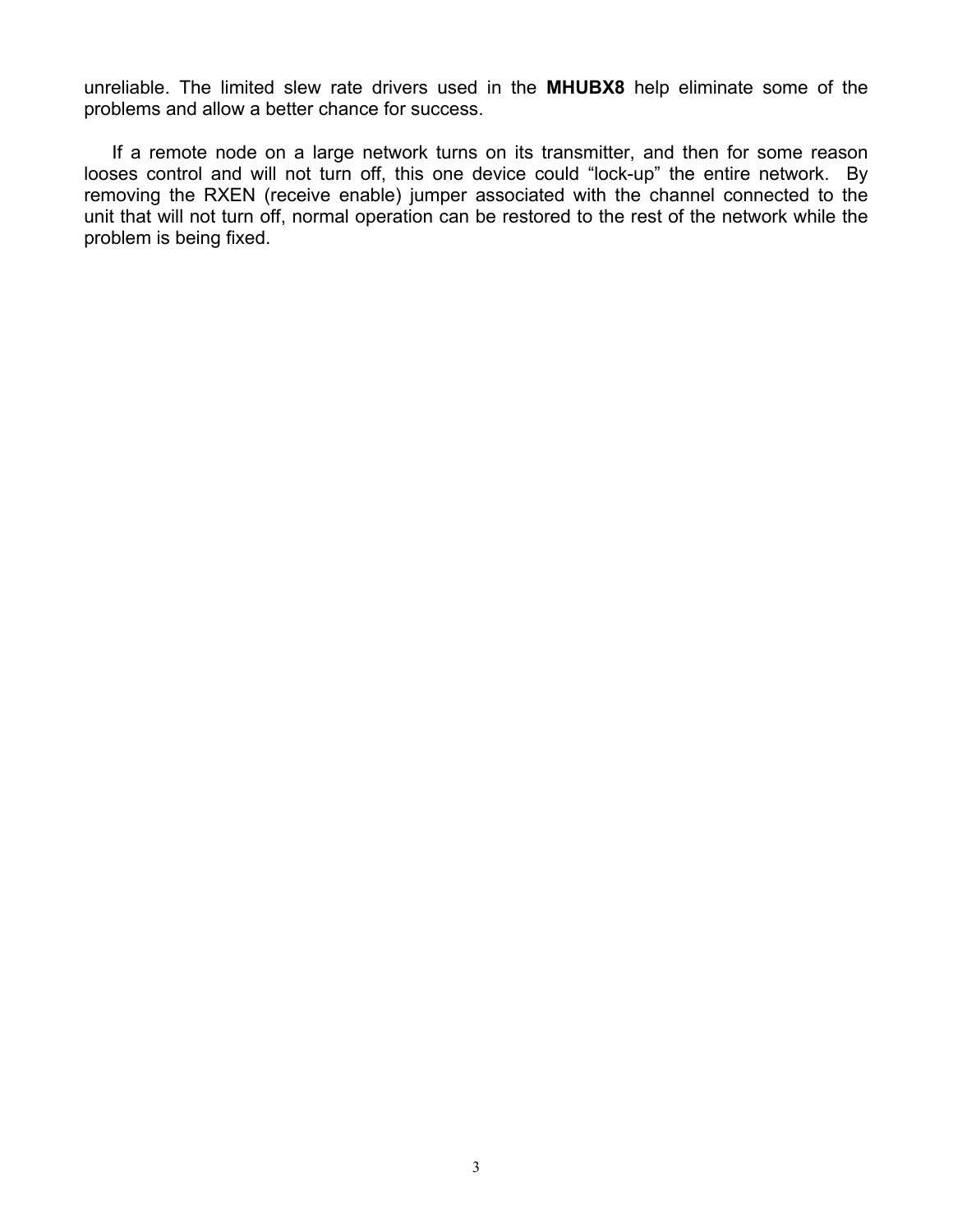unreliable. The limited slew rate drivers used in the **MHUBX8** help eliminate some of the problems and allow a better chance for success.

If a remote node on a large network turns on its transmitter, and then for some reason looses control and will not turn off, this one device could “lock-up” the entire network. By removing the RXEN (receive enable) jumper associated with the channel connected to the unit that will not turn off, normal operation can be restored to the rest of the network while the problem is being fixed.